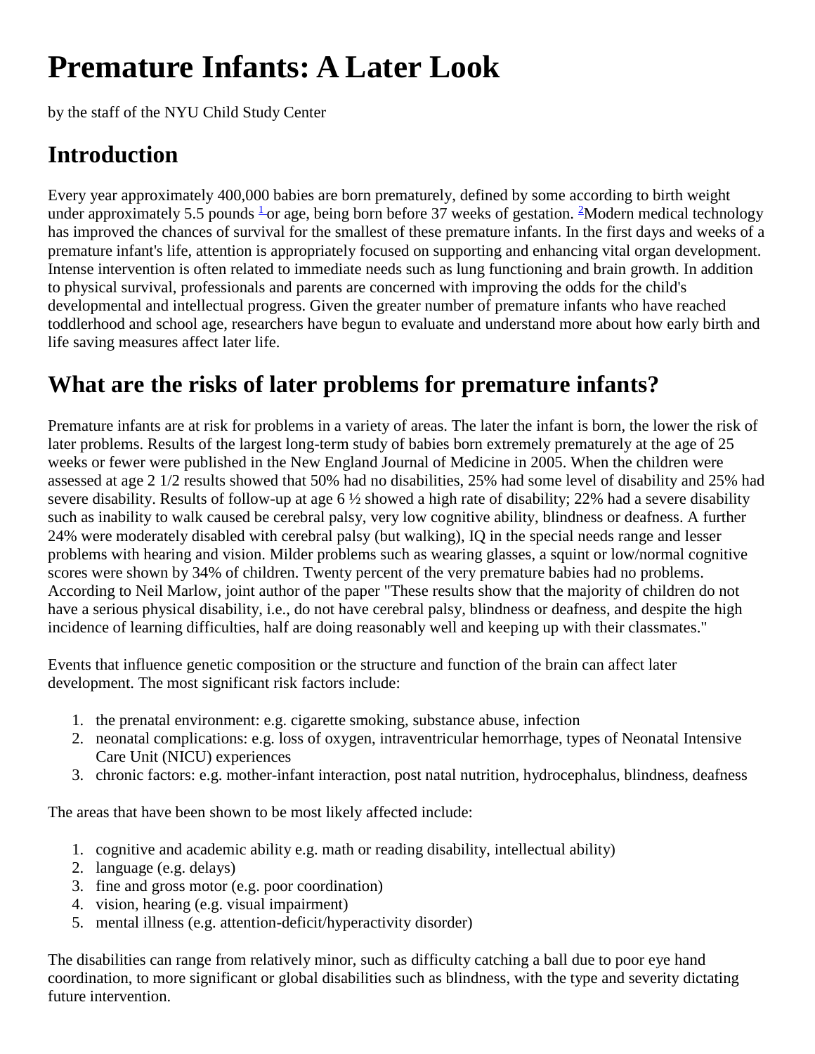# Premature Infants: A Later Look

by the staff of the NYU Child Study Center

## Introduction

Every year approximately 400,000 babies are born prematurely, defined by some according to birth weight under approximately 5.5 pounds [1] or age, being born before 37 weeks of gestation. [2] Modern medical technology has improved the chances of survival for the smallest of these premature infants. In the first days and weeks of a premature infant's life, attention is appropriately focused on supporting and enhancing vital organ development. Intense intervention is often related to immediate needs such as lung functioning and brain growth. In addition to physical survival, professionals and parents are concerned with improving the odds for the child's developmental and intellectual progress. Given the greater number of premature infants who have reached toddlerhood and school age, researchers have begun to evaluate and understand more about how early birth and life saving measures affect later life.

## What are the risks of later problems for premature infants?

Premature infants are at risk for problems in a variety of areas. The later the infant is born, the lower the risk of later problems. Results of the largest long-term study of babies born extremely prematurely at the age of 25 weeks or fewer were published in the New England Journal of Medicine in 2005. When the children were assessed at age 2 1/2 results showed that 50% had no disabilities, 25% had some level of disability and 25% had severe disability. Results of follow-up at age 6 ½ showed a high rate of disability; 22% had a severe disability such as inability to walk caused be cerebral palsy, very low cognitive ability, blindness or deafness. A further 24% were moderately disabled with cerebral palsy (but walking), IQ in the special needs range and lesser problems with hearing and vision. Milder problems such as wearing glasses, a squint or low/normal cognitive scores were shown by 34% of children. Twenty percent of the very premature babies had no problems. According to Neil Marlow, joint author of the paper "These results show that the majority of children do not have a serious physical disability, i.e., do not have cerebral palsy, blindness or deafness, and despite the high incidence of learning difficulties, half are doing reasonably well and keeping up with their classmates."

Events that influence genetic composition or the structure and function of the brain can affect later development. The most significant risk factors include:

1. the prenatal environment: e.g. cigarette smoking, substance abuse, infection
2. neonatal complications: e.g. loss of oxygen, intraventricular hemorrhage, types of Neonatal Intensive Care Unit (NICU) experiences
3. chronic factors: e.g. mother-infant interaction, post natal nutrition, hydrocephalus, blindness, deafness

The areas that have been shown to be most likely affected include:

1. cognitive and academic ability e.g. math or reading disability, intellectual ability)
2. language (e.g. delays)
3. fine and gross motor (e.g. poor coordination)
4. vision, hearing (e.g. visual impairment)
5. mental illness (e.g. attention-deficit/hyperactivity disorder)

The disabilities can range from relatively minor, such as difficulty catching a ball due to poor eye hand coordination, to more significant or global disabilities such as blindness, with the type and severity dictating future intervention.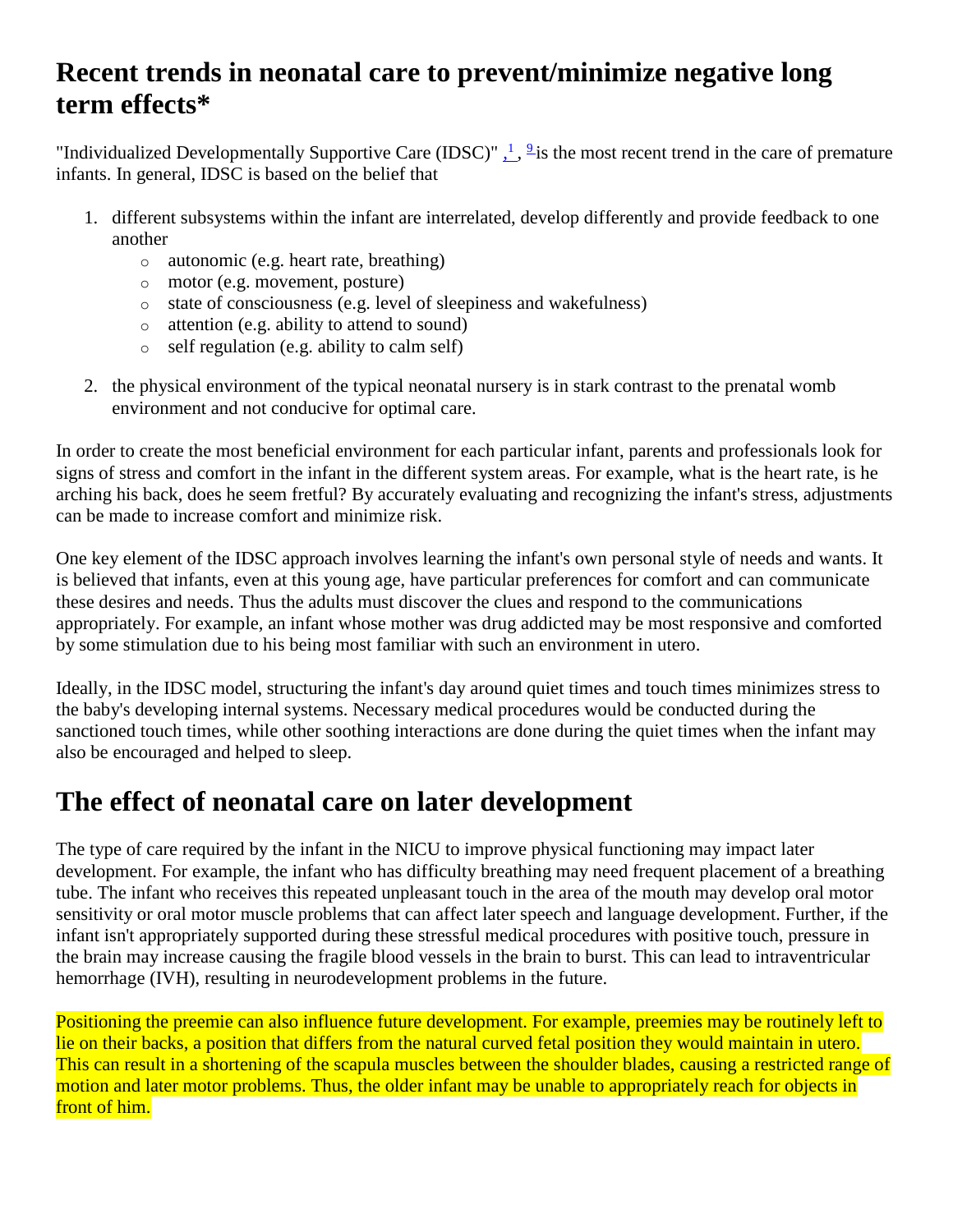## Recent trends in neonatal care to prevent/minimize negative long term effects*

"Individualized Developmentally Supportive Care (IDSC)" [1], [9] is the most recent trend in the care of premature infants. In general, IDSC is based on the belief that

1. different subsystems within the infant are interrelated, develop differently and provide feedback to one another
   - autonomic (e.g. heart rate, breathing)
   - motor (e.g. movement, posture)
   - state of consciousness (e.g. level of sleepiness and wakefulness)
   - attention (e.g. ability to attend to sound)
   - self regulation (e.g. ability to calm self)
2. the physical environment of the typical neonatal nursery is in stark contrast to the prenatal womb environment and not conducive for optimal care.

In order to create the most beneficial environment for each particular infant, parents and professionals look for signs of stress and comfort in the infant in the different system areas. For example, what is the heart rate, is he arching his back, does he seem fretful? By accurately evaluating and recognizing the infant's stress, adjustments can be made to increase comfort and minimize risk.

One key element of the IDSC approach involves learning the infant's own personal style of needs and wants. It is believed that infants, even at this young age, have particular preferences for comfort and can communicate these desires and needs. Thus the adults must discover the clues and respond to the communications appropriately. For example, an infant whose mother was drug addicted may be most responsive and comforted by some stimulation due to his being most familiar with such an environment in utero.

Ideally, in the IDSC model, structuring the infant's day around quiet times and touch times minimizes stress to the baby's developing internal systems. Necessary medical procedures would be conducted during the sanctioned touch times, while other soothing interactions are done during the quiet times when the infant may also be encouraged and helped to sleep.

## The effect of neonatal care on later development

The type of care required by the infant in the NICU to improve physical functioning may impact later development. For example, the infant who has difficulty breathing may need frequent placement of a breathing tube. The infant who receives this repeated unpleasant touch in the area of the mouth may develop oral motor sensitivity or oral motor muscle problems that can affect later speech and language development. Further, if the infant isn't appropriately supported during these stressful medical procedures with positive touch, pressure in the brain may increase causing the fragile blood vessels in the brain to burst. This can lead to intraventricular hemorrhage (IVH), resulting in neurodevelopment problems in the future.

Positioning the preemie can also influence future development. For example, preemies may be routinely left to lie on their backs, a position that differs from the natural curved fetal position they would maintain in utero. This can result in a shortening of the scapula muscles between the shoulder blades, causing a restricted range of motion and later motor problems. Thus, the older infant may be unable to appropriately reach for objects in front of him.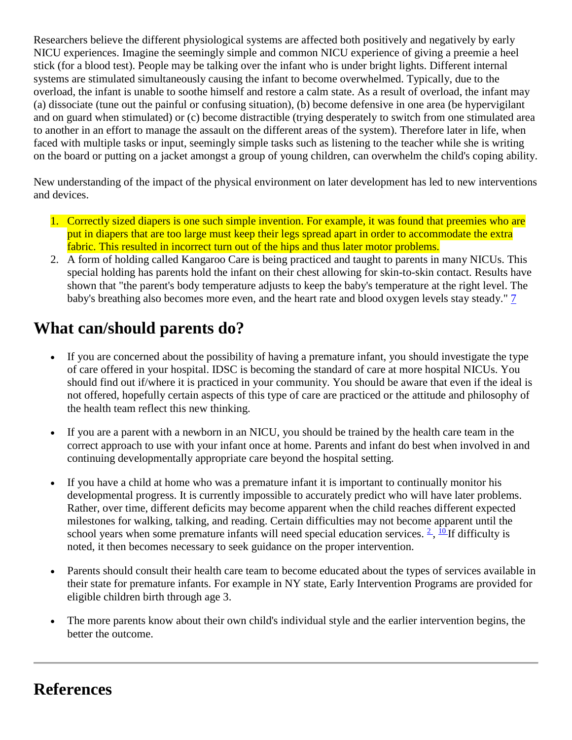Researchers believe the different physiological systems are affected both positively and negatively by early NICU experiences. Imagine the seemingly simple and common NICU experience of giving a preemie a heel stick (for a blood test). People may be talking over the infant who is under bright lights. Different internal systems are stimulated simultaneously causing the infant to become overwhelmed. Typically, due to the overload, the infant is unable to soothe himself and restore a calm state. As a result of overload, the infant may (a) dissociate (tune out the painful or confusing situation), (b) become defensive in one area (be hypervigilant and on guard when stimulated) or (c) become distractible (trying desperately to switch from one stimulated area to another in an effort to manage the assault on the different areas of the system). Therefore later in life, when faced with multiple tasks or input, seemingly simple tasks such as listening to the teacher while she is writing on the board or putting on a jacket amongst a group of young children, can overwhelm the child's coping ability.

New understanding of the impact of the physical environment on later development has led to new interventions and devices.

1. Correctly sized diapers is one such simple invention. For example, it was found that preemies who are put in diapers that are too large must keep their legs spread apart in order to accommodate the extra fabric. This resulted in incorrect turn out of the hips and thus later motor problems.
2. A form of holding called Kangaroo Care is being practiced and taught to parents in many NICUs. This special holding has parents hold the infant on their chest allowing for skin-to-skin contact. Results have shown that "the parent's body temperature adjusts to keep the baby's temperature at the right level. The baby's breathing also becomes more even, and the heart rate and blood oxygen levels stay steady." [7]

## What can/should parents do?

- If you are concerned about the possibility of having a premature infant, you should investigate the type of care offered in your hospital. IDSC is becoming the standard of care at more hospital NICUs. You should find out if/where it is practiced in your community. You should be aware that even if the ideal is not offered, hopefully certain aspects of this type of care are practiced or the attitude and philosophy of the health team reflect this new thinking.

- If you are a parent with a newborn in an NICU, you should be trained by the health care team in the correct approach to use with your infant once at home. Parents and infant do best when involved in and continuing developmentally appropriate care beyond the hospital setting.

- If you have a child at home who was a premature infant it is important to continually monitor his developmental progress. It is currently impossible to accurately predict who will have later problems. Rather, over time, different deficits may become apparent when the child reaches different expected milestones for walking, talking, and reading. Certain difficulties may not become apparent until the school years when some premature infants will need special education services. [2], [10] If difficulty is noted, it then becomes necessary to seek guidance on the proper intervention.

- Parents should consult their health care team to become educated about the types of services available in their state for premature infants. For example in NY state, Early Intervention Programs are provided for eligible children birth through age 3.

- The more parents know about their own child's individual style and the earlier intervention begins, the better the outcome.

---

## References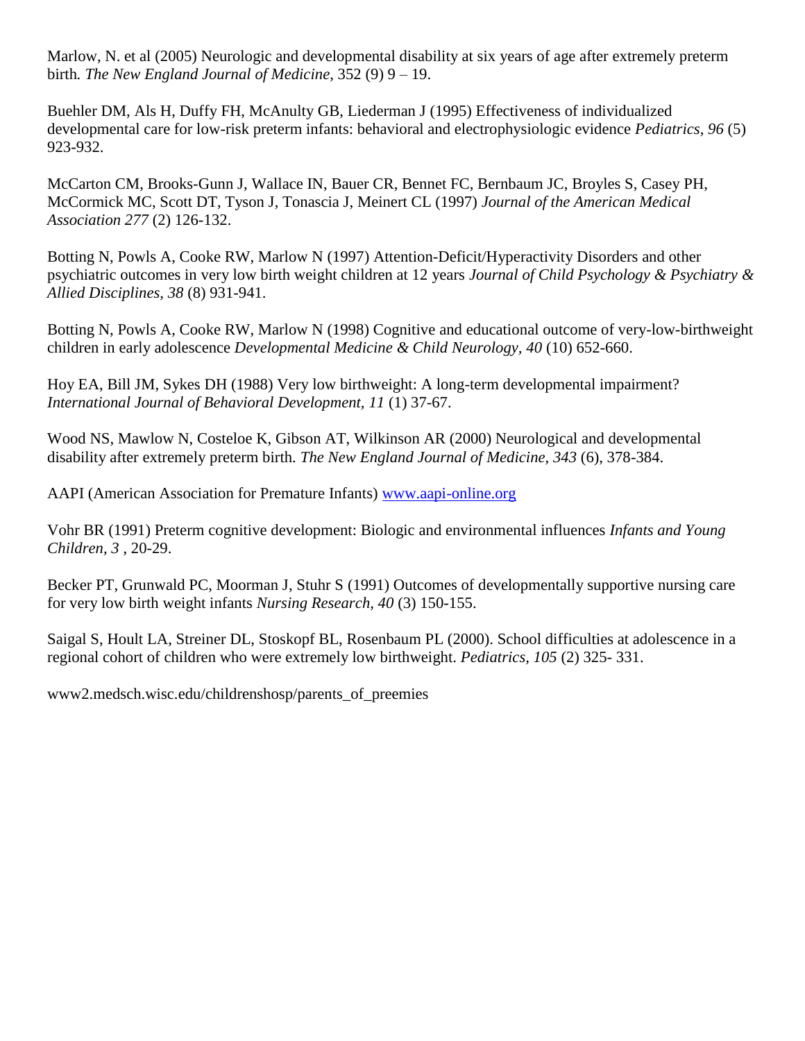Marlow, N. et al (2005) Neurologic and developmental disability at six years of age after extremely preterm birth. *The New England Journal of Medicine*, 352 (9) 9 – 19.

Buehler DM, Als H, Duffy FH, McAnulty GB, Liederman J (1995) Effectiveness of individualized developmental care for low-risk preterm infants: behavioral and electrophysiologic evidence *Pediatrics, 96* (5) 923-932.

McCarton CM, Brooks-Gunn J, Wallace IN, Bauer CR, Bennet FC, Bernbaum JC, Broyles S, Casey PH, McCormick MC, Scott DT, Tyson J, Tonascia J, Meinert CL (1997) *Journal of the American Medical Association 277* (2) 126-132.

Botting N, Powls A, Cooke RW, Marlow N (1997) Attention-Deficit/Hyperactivity Disorders and other psychiatric outcomes in very low birth weight children at 12 years *Journal of Child Psychology & Psychiatry & Allied Disciplines, 38* (8) 931-941.

Botting N, Powls A, Cooke RW, Marlow N (1998) Cognitive and educational outcome of very-low-birthweight children in early adolescence *Developmental Medicine & Child Neurology, 40* (10) 652-660.

Hoy EA, Bill JM, Sykes DH (1988) Very low birthweight: A long-term developmental impairment? *International Journal of Behavioral Development, 11* (1) 37-67.

Wood NS, Mawlow N, Costeloe K, Gibson AT, Wilkinson AR (2000) Neurological and developmental disability after extremely preterm birth. *The New England Journal of Medicine, 343* (6), 378-384.

AAPI (American Association for Premature Infants) [www.aapi-online.org](http://www.aapi-online.org)

Vohr BR (1991) Preterm cognitive development: Biologic and environmental influences *Infants and Young Children, 3* , 20-29.

Becker PT, Grunwald PC, Moorman J, Stuhr S (1991) Outcomes of developmentally supportive nursing care for very low birth weight infants *Nursing Research, 40* (3) 150-155.

Saigal S, Hoult LA, Streiner DL, Stoskopf BL, Rosenbaum PL (2000). School difficulties at adolescence in a regional cohort of children who were extremely low birthweight. *Pediatrics, 105* (2) 325- 331.

www2.medsch.wisc.edu/childrenshosp/parents_of_preemies